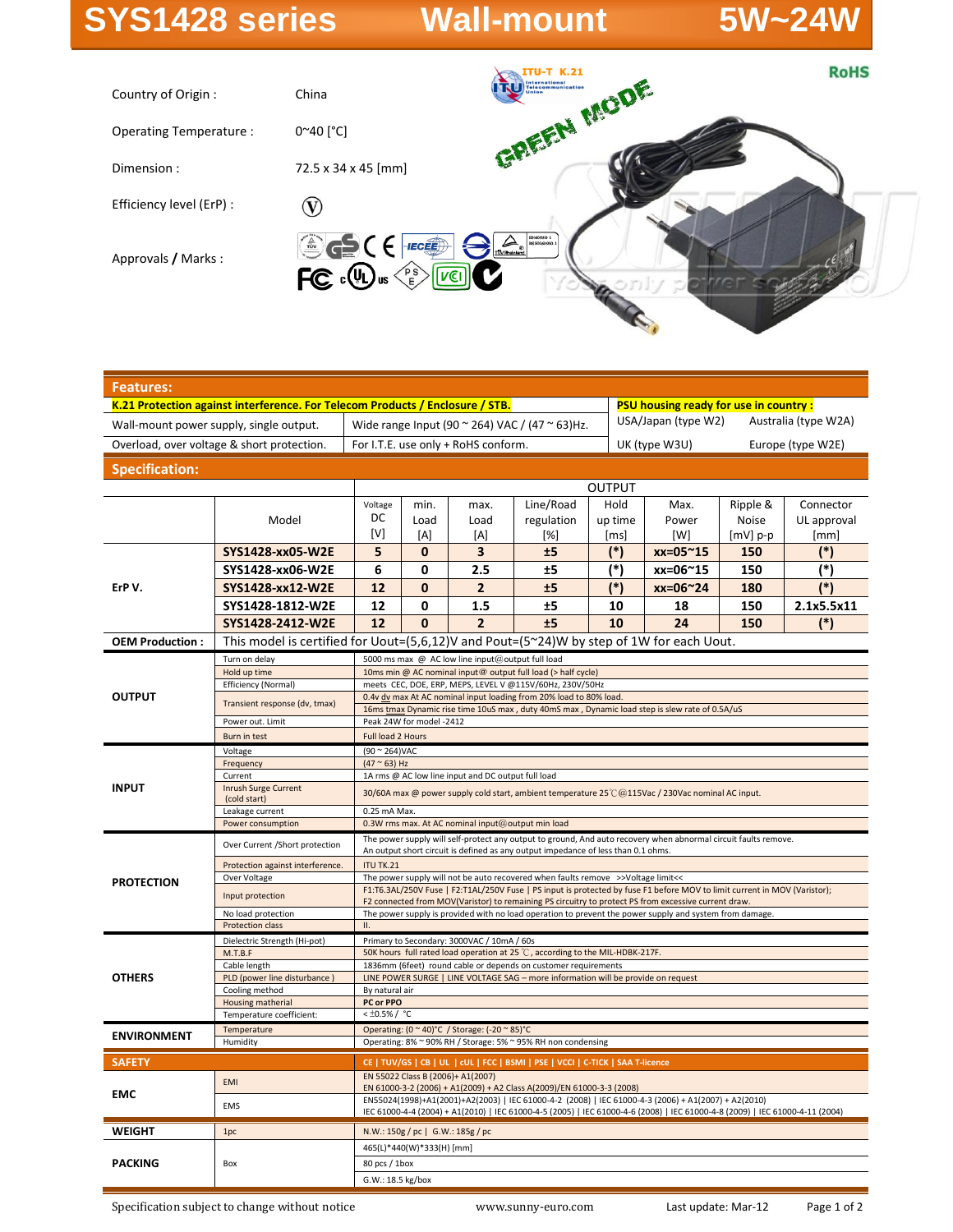# SYS1428 series Wall-mount 5W~24W

Country of Origin : China

Operating Temperature : 0~40 [°C]

Dimension : 72.5 x 34 x 45 [mm]

Efficiency level (ErP) : V

Approvals / Marks :

ITU-T K.21

GREEN MODE

RoHS

## Features:

| **K.21 Protection against interference. For Telecom Products / Enclosure / STB.** | | **PSU housing ready for use in country :** | |
|---|---|---|---|
| Wall-mount power supply, single output. | Wide range Input (90 ~ 264) VAC / (47 ~ 63)Hz. | USA/Japan (type W2) | Australia (type W2A) |
| Overload, over voltage & short protection. | For I.T.E. use only + RoHS conform. | UK (type W3U) | Europe (type W2E) |

## Specification:

| | | OUTPUT | | | | | | | |
|---|---|---|---|---|---|---|---|---|---|
| | Model | Voltage DC [V] | min. Load [A] | max. Load [A] | Line/Road regulation [%] | Hold up time [ms] | Max. Power [W] | Ripple & Noise [mV] p-p | Connector UL approval [mm] |
| ErP V. | **SYS1428-xx05-W2E** | **5** | **0** | **3** | **±5** | **(*)** | **xx=05~15** | **150** | **(*)** |
| | **SYS1428-xx06-W2E** | **6** | **0** | **2.5** | **±5** | **(*)** | **xx=06~15** | **150** | **(*)** |
| | **SYS1428-xx12-W2E** | **12** | **0** | **2** | **±5** | **(*)** | **xx=06~24** | **180** | **(*)** |
| | **SYS1428-1812-W2E** | **12** | **0** | **1.5** | **±5** | **10** | **18** | **150** | **2.1x5.5x11** |
| | **SYS1428-2412-W2E** | **12** | **0** | **2** | **±5** | **10** | **24** | **150** | **(*)** |
| **OEM Production :** | This model is certified for Uout=(5,6,12)V and Pout=(5~24)W by step of 1W for each Uout. | | | | | | | | |

| | | |
|---|---|---|
| **OUTPUT** | Turn on delay | 5000 ms max @ AC low line input@output full load |
| | Hold up time | 10ms min @ AC nominal input@ output full load (> half cycle) |
| | Efficiency (Normal) | meets CEC, DOE, ERP, MEPS, LEVEL V @115V/60Hz, 230V/50Hz |
| | Transient response (dv, tmax) | 0.4v dv max At AC nominal input loading from 20% load to 80% load. 16ms tmax Dynamic rise time 10uS max , duty 40mS max , Dynamic load step is slew rate of 0.5A/uS |
| | Power out. Limit | Peak 24W for model -2412 |
| | Burn in test | Full load 2 Hours |
| **INPUT** | Voltage | (90 ~ 264)VAC |
| | Frequency | (47 ~ 63) Hz |
| | Current | 1A rms @ AC low line input and DC output full load |
| | Inrush Surge Current (cold start) | 30/60A max @ power supply cold start, ambient temperature 25℃@115Vac / 230Vac nominal AC input. |
| | Leakage current | 0.25 mA Max. |
| | Power consumption | 0.3W rms max. At AC nominal input@output min load |
| **PROTECTION** | Over Current /Short protection | The power supply will self-protect any output to ground, And auto recovery when abnormal circuit faults remove. An output short circuit is defined as any output impedance of less than 0.1 ohms. |
| | Protection against interference. | ITU TK.21 |
| | Over Voltage | The power supply will not be auto recovered when faults remove >>Voltage limit<< |
| | Input protection | F1:T6.3AL/250V Fuse \| F2:T1AL/250V Fuse \| PS input is protected by fuse F1 before MOV to limit current in MOV (Varistor); F2 connected from MOV(Varistor) to remaining PS circuitry to protect PS from excessive current draw. |
| | No load protection | The power supply is provided with no load operation to prevent the power supply and system from damage. |
| | Protection class | II. |
| **OTHERS** | Dielectric Strength (Hi-pot) | Primary to Secondary: 3000VAC / 10mA / 60s |
| | M.T.B.F | 50K hours full rated load operation at 25 ℃, according to the MIL-HDBK-217F. |
| | Cable length | 1836mm (6feet) round cable or depends on customer requirements |
| | PLD (power line disturbance ) | LINE POWER SURGE \| LINE VOLTAGE SAG – more information will be provide on request |
| | Cooling method | By natural air |
| | Housing matherial | **PC or PPO** |
| | Temperature coefficient: | < ±0.5% / °C |
| **ENVIRONMENT** | Temperature | Operating: (0 ~ 40)°C / Storage: (-20 ~ 85)°C |
| | Humidity | Operating: 8% ~ 90% RH / Storage: 5% ~ 95% RH non condensing |
| **SAFETY** | | **CE \| TUV/GS \| CB \| UL \| cUL \| FCC \| BSMI \| PSE \| VCCI \| C-TICK \| SAA T-licence** |
| **EMC** | EMI | EN 55022 Class B (2006)+ A1(2007) EN 61000-3-2 (2006) + A1(2009) + A2 Class A(2009)/EN 61000-3-3 (2008) |
| | EMS | EN55024(1998)+A1(2001)+A2(2003) \| IEC 61000-4-2 (2008) \| IEC 61000-4-3 (2006) + A1(2007) + A2(2010) IEC 61000-4-4 (2004) + A1(2010) \| IEC 61000-4-5 (2005) \| IEC 61000-4-6 (2008) \| IEC 61000-4-8 (2009) \| IEC 61000-4-11 (2004) |
| **WEIGHT** | 1pc | N.W.: 150g / pc \| G.W.: 185g / pc |
| **PACKING** | Box | 465(L)*440(W)*333(H) [mm] |
| | | 80 pcs / 1box |
| | | G.W.: 18.5 kg/box |

Specification subject to change without notice | www.sunny-euro.com | Last update: Mar-12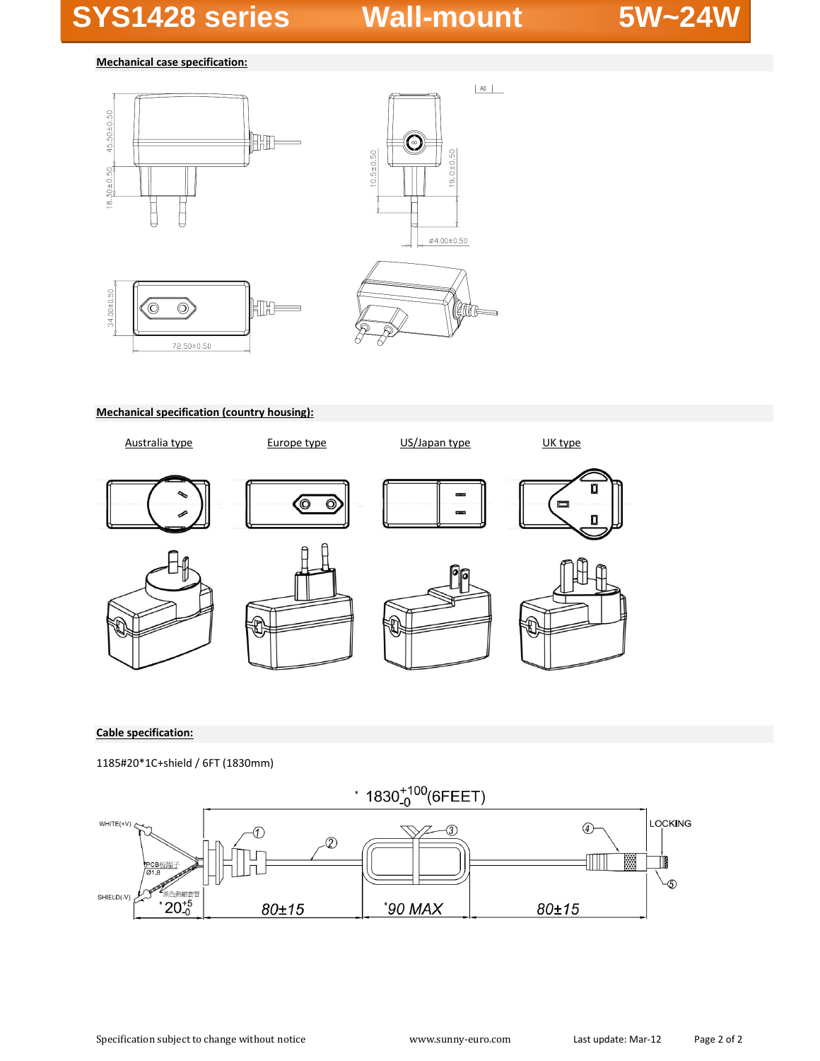**SYS1428 series Wall-mount 5W~24W**

## Mechanical case specification:

45.50±0.50

18.30±0.50

10.5±0.50

19.0±0.50

⌀4.00±0.50

34.00±0.50

72.50±0.50

## Mechanical specification (country housing):

Australia type

Europe type

US/Japan type

UK type

## Cable specification:

1185#20*1C+shield / 6FT (1830mm)

* $1830^{+100}_{-0}$(6FEET)

WHITE(+V)

PCB板端子 Ø1.8

黑色熱縮套管

SHIELD(-V)

* $20^{+5}_{-0}$

80±15

*90 MAX

80±15

LOCKING

①
②
③
④
⑤